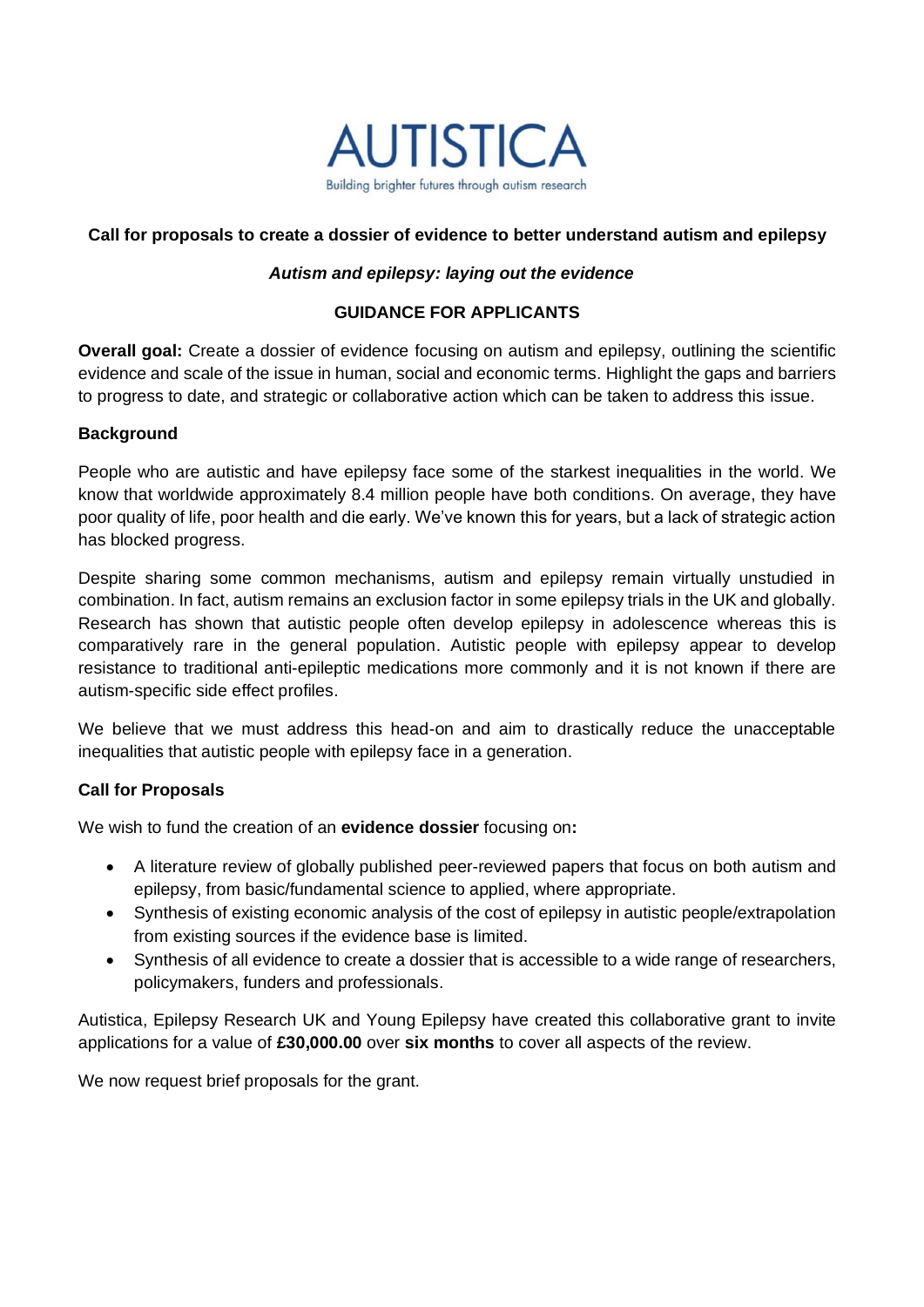AUTISTICA

Building brighter futures through autism research

**Call for proposals to create a dossier of evidence to better understand autism and epilepsy**

***Autism and epilepsy: laying out the evidence***

**GUIDANCE FOR APPLICANTS**

**Overall goal:** Create a dossier of evidence focusing on autism and epilepsy, outlining the scientific evidence and scale of the issue in human, social and economic terms. Highlight the gaps and barriers to progress to date, and strategic or collaborative action which can be taken to address this issue.

**Background**

People who are autistic and have epilepsy face some of the starkest inequalities in the world. We know that worldwide approximately 8.4 million people have both conditions. On average, they have poor quality of life, poor health and die early. We've known this for years, but a lack of strategic action has blocked progress.

Despite sharing some common mechanisms, autism and epilepsy remain virtually unstudied in combination. In fact, autism remains an exclusion factor in some epilepsy trials in the UK and globally. Research has shown that autistic people often develop epilepsy in adolescence whereas this is comparatively rare in the general population. Autistic people with epilepsy appear to develop resistance to traditional anti-epileptic medications more commonly and it is not known if there are autism-specific side effect profiles.

We believe that we must address this head-on and aim to drastically reduce the unacceptable inequalities that autistic people with epilepsy face in a generation.

**Call for Proposals**

We wish to fund the creation of an **evidence dossier** focusing on**:**

- A literature review of globally published peer-reviewed papers that focus on both autism and epilepsy, from basic/fundamental science to applied, where appropriate.
- Synthesis of existing economic analysis of the cost of epilepsy in autistic people/extrapolation from existing sources if the evidence base is limited.
- Synthesis of all evidence to create a dossier that is accessible to a wide range of researchers, policymakers, funders and professionals.

Autistica, Epilepsy Research UK and Young Epilepsy have created this collaborative grant to invite applications for a value of **£30,000.00** over **six months** to cover all aspects of the review.

We now request brief proposals for the grant.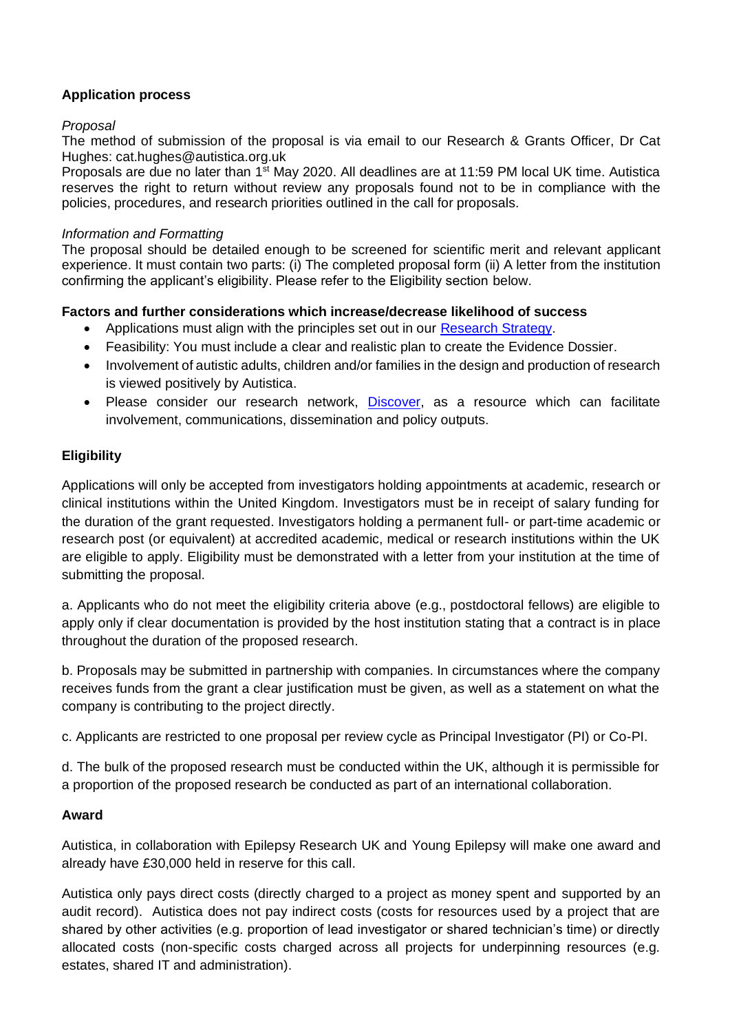**Application process**

*Proposal*

The method of submission of the proposal is via email to our Research & Grants Officer, Dr Cat Hughes: cat.hughes@autistica.org.uk

Proposals are due no later than 1st May 2020. All deadlines are at 11:59 PM local UK time. Autistica reserves the right to return without review any proposals found not to be in compliance with the policies, procedures, and research priorities outlined in the call for proposals.

*Information and Formatting*

The proposal should be detailed enough to be screened for scientific merit and relevant applicant experience. It must contain two parts: (i) The completed proposal form (ii) A letter from the institution confirming the applicant's eligibility. Please refer to the Eligibility section below.

**Factors and further considerations which increase/decrease likelihood of success**

- Applications must align with the principles set out in our [Research Strategy](#).
- Feasibility: You must include a clear and realistic plan to create the Evidence Dossier.
- Involvement of autistic adults, children and/or families in the design and production of research is viewed positively by Autistica.
- Please consider our research network, [Discover](#), as a resource which can facilitate involvement, communications, dissemination and policy outputs.

**Eligibility**

Applications will only be accepted from investigators holding appointments at academic, research or clinical institutions within the United Kingdom. Investigators must be in receipt of salary funding for the duration of the grant requested. Investigators holding a permanent full- or part-time academic or research post (or equivalent) at accredited academic, medical or research institutions within the UK are eligible to apply. Eligibility must be demonstrated with a letter from your institution at the time of submitting the proposal.

a. Applicants who do not meet the eligibility criteria above (e.g., postdoctoral fellows) are eligible to apply only if clear documentation is provided by the host institution stating that a contract is in place throughout the duration of the proposed research.

b. Proposals may be submitted in partnership with companies. In circumstances where the company receives funds from the grant a clear justification must be given, as well as a statement on what the company is contributing to the project directly.

c. Applicants are restricted to one proposal per review cycle as Principal Investigator (PI) or Co-PI.

d. The bulk of the proposed research must be conducted within the UK, although it is permissible for a proportion of the proposed research be conducted as part of an international collaboration.

**Award**

Autistica, in collaboration with Epilepsy Research UK and Young Epilepsy will make one award and already have £30,000 held in reserve for this call.

Autistica only pays direct costs (directly charged to a project as money spent and supported by an audit record). Autistica does not pay indirect costs (costs for resources used by a project that are shared by other activities (e.g. proportion of lead investigator or shared technician's time) or directly allocated costs (non-specific costs charged across all projects for underpinning resources (e.g. estates, shared IT and administration).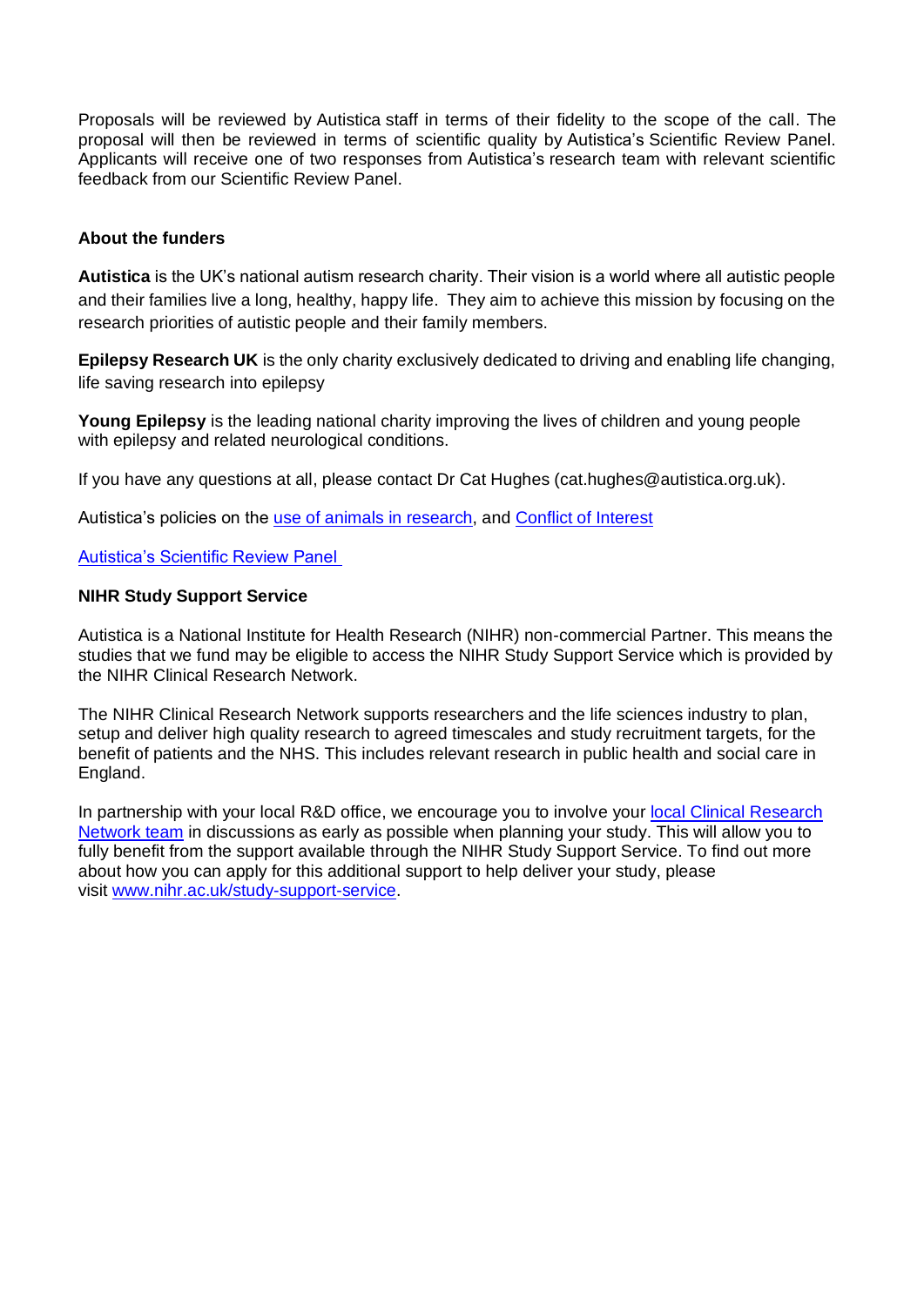Proposals will be reviewed by Autistica staff in terms of their fidelity to the scope of the call. The proposal will then be reviewed in terms of scientific quality by Autistica's Scientific Review Panel. Applicants will receive one of two responses from Autistica's research team with relevant scientific feedback from our Scientific Review Panel.

**About the funders**

**Autistica** is the UK's national autism research charity. Their vision is a world where all autistic people and their families live a long, healthy, happy life. They aim to achieve this mission by focusing on the research priorities of autistic people and their family members.

**Epilepsy Research UK** is the only charity exclusively dedicated to driving and enabling life changing, life saving research into epilepsy

**Young Epilepsy** is the leading national charity improving the lives of children and young people with epilepsy and related neurological conditions.

If you have any questions at all, please contact Dr Cat Hughes (cat.hughes@autistica.org.uk).

Autistica's policies on the use of animals in research, and Conflict of Interest

Autistica's Scientific Review Panel

**NIHR Study Support Service**

Autistica is a National Institute for Health Research (NIHR) non-commercial Partner. This means the studies that we fund may be eligible to access the NIHR Study Support Service which is provided by the NIHR Clinical Research Network.

The NIHR Clinical Research Network supports researchers and the life sciences industry to plan, setup and deliver high quality research to agreed timescales and study recruitment targets, for the benefit of patients and the NHS. This includes relevant research in public health and social care in England.

In partnership with your local R&D office, we encourage you to involve your local Clinical Research Network team in discussions as early as possible when planning your study. This will allow you to fully benefit from the support available through the NIHR Study Support Service. To find out more about how you can apply for this additional support to help deliver your study, please visit www.nihr.ac.uk/study-support-service.